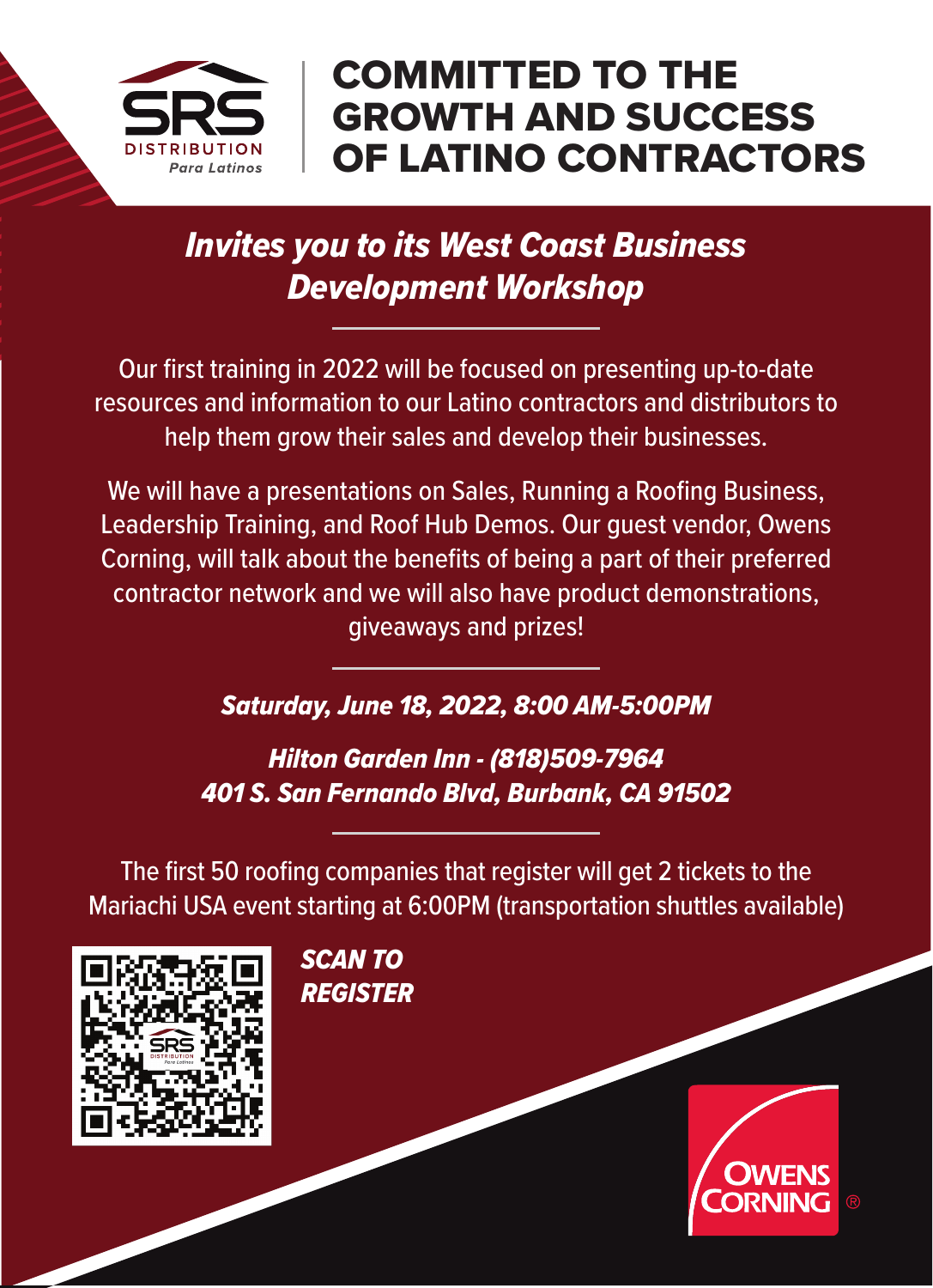SRS DISTRIBUTION *Para Latinos*

# COMMITTED TO THE GROWTH AND SUCCESS OF LATINO CONTRACTORS

## *Invites you to its West Coast Business Development Workshop*

Our first training in 2022 will be focused on presenting up-to-date resources and information to our Latino contractors and distributors to help them grow their sales and develop their businesses.

We will have a presentations on Sales, Running a Roofing Business, Leadership Training, and Roof Hub Demos. Our guest vendor, Owens Corning, will talk about the benefits of being a part of their preferred contractor network and we will also have product demonstrations, giveaways and prizes!

***Saturday, June 18, 2022, 8:00 AM-5:00PM***

***Hilton Garden Inn - (818)509-7964***
***401 S. San Fernando Blvd, Burbank, CA 91502***

The first 50 roofing companies that register will get 2 tickets to the Mariachi USA event starting at 6:00PM (transportation shuttles available)

***SCAN TO REGISTER***

OWENS CORNING®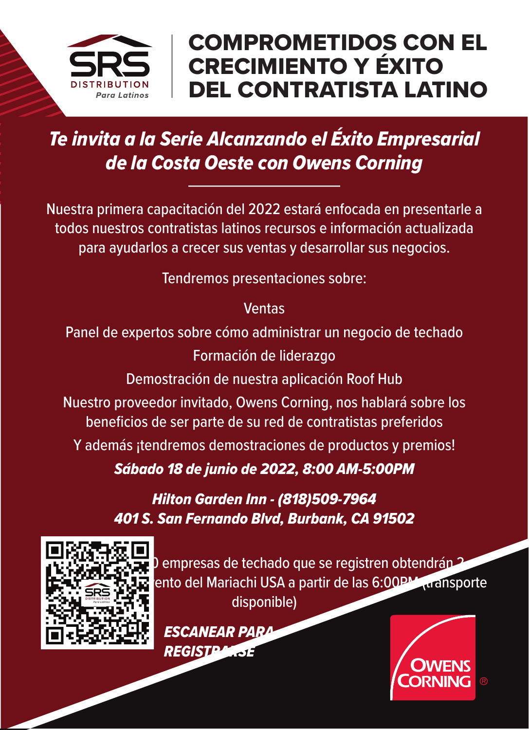SRS DISTRIBUTION *Para Latinos*

# COMPROMETIDOS CON EL CRECIMIENTO Y ÉXITO DEL CONTRATISTA LATINO

## *Te invita a la Serie Alcanzando el Éxito Empresarial de la Costa Oeste con Owens Corning*

Nuestra primera capacitación del 2022 estará enfocada en presentarle a todos nuestros contratistas latinos recursos e información actualizada para ayudarlos a crecer sus ventas y desarrollar sus negocios.

Tendremos presentaciones sobre:

Ventas

Panel de expertos sobre cómo administrar un negocio de techado

Formación de liderazgo

Demostración de nuestra aplicación Roof Hub

Nuestro proveedor invitado, Owens Corning, nos hablará sobre los beneficios de ser parte de su red de contratistas preferidos

Y además ¡tendremos demostraciones de productos y premios!

***Sábado 18 de junio de 2022, 8:00 AM-5:00PM***

***Hilton Garden Inn - (818)509-7964***
***401 S. San Fernando Blvd, Burbank, CA 91502***

) empresas de techado que se registren obtendrán 2 ento del Mariachi USA a partir de las 6:00PM (transporte disponible)

***ESCANEAR PARA REGISTRARSE***

OWENS CORNING®